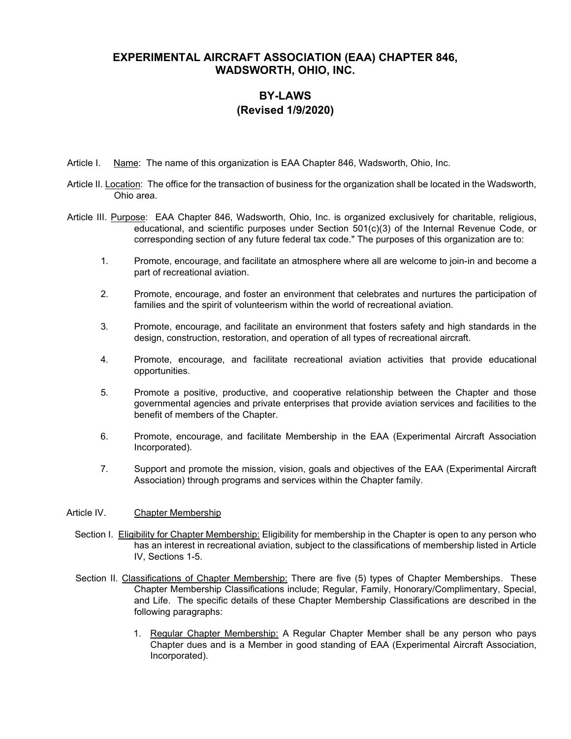# EXPERIMENTAL AIRCRAFT ASSOCIATION (EAA) CHAPTER 846, WADSWORTH, OHIO, INC.

## BY-LAWS
## (Revised 1/9/2020)

Article I. Name: The name of this organization is EAA Chapter 846, Wadsworth, Ohio, Inc.

Article II. Location: The office for the transaction of business for the organization shall be located in the Wadsworth, Ohio area.

Article III. Purpose: EAA Chapter 846, Wadsworth, Ohio, Inc. is organized exclusively for charitable, religious, educational, and scientific purposes under Section 501(c)(3) of the Internal Revenue Code, or corresponding section of any future federal tax code." The purposes of this organization are to:

1. Promote, encourage, and facilitate an atmosphere where all are welcome to join-in and become a part of recreational aviation.

2. Promote, encourage, and foster an environment that celebrates and nurtures the participation of families and the spirit of volunteerism within the world of recreational aviation.

3. Promote, encourage, and facilitate an environment that fosters safety and high standards in the design, construction, restoration, and operation of all types of recreational aircraft.

4. Promote, encourage, and facilitate recreational aviation activities that provide educational opportunities.

5. Promote a positive, productive, and cooperative relationship between the Chapter and those governmental agencies and private enterprises that provide aviation services and facilities to the benefit of members of the Chapter.

6. Promote, encourage, and facilitate Membership in the EAA (Experimental Aircraft Association Incorporated).

7. Support and promote the mission, vision, goals and objectives of the EAA (Experimental Aircraft Association) through programs and services within the Chapter family.

Article IV. Chapter Membership

Section I. Eligibility for Chapter Membership: Eligibility for membership in the Chapter is open to any person who has an interest in recreational aviation, subject to the classifications of membership listed in Article IV, Sections 1-5.

Section II. Classifications of Chapter Membership: There are five (5) types of Chapter Memberships. These Chapter Membership Classifications include; Regular, Family, Honorary/Complimentary, Special, and Life. The specific details of these Chapter Membership Classifications are described in the following paragraphs:

1. Regular Chapter Membership: A Regular Chapter Member shall be any person who pays Chapter dues and is a Member in good standing of EAA (Experimental Aircraft Association, Incorporated).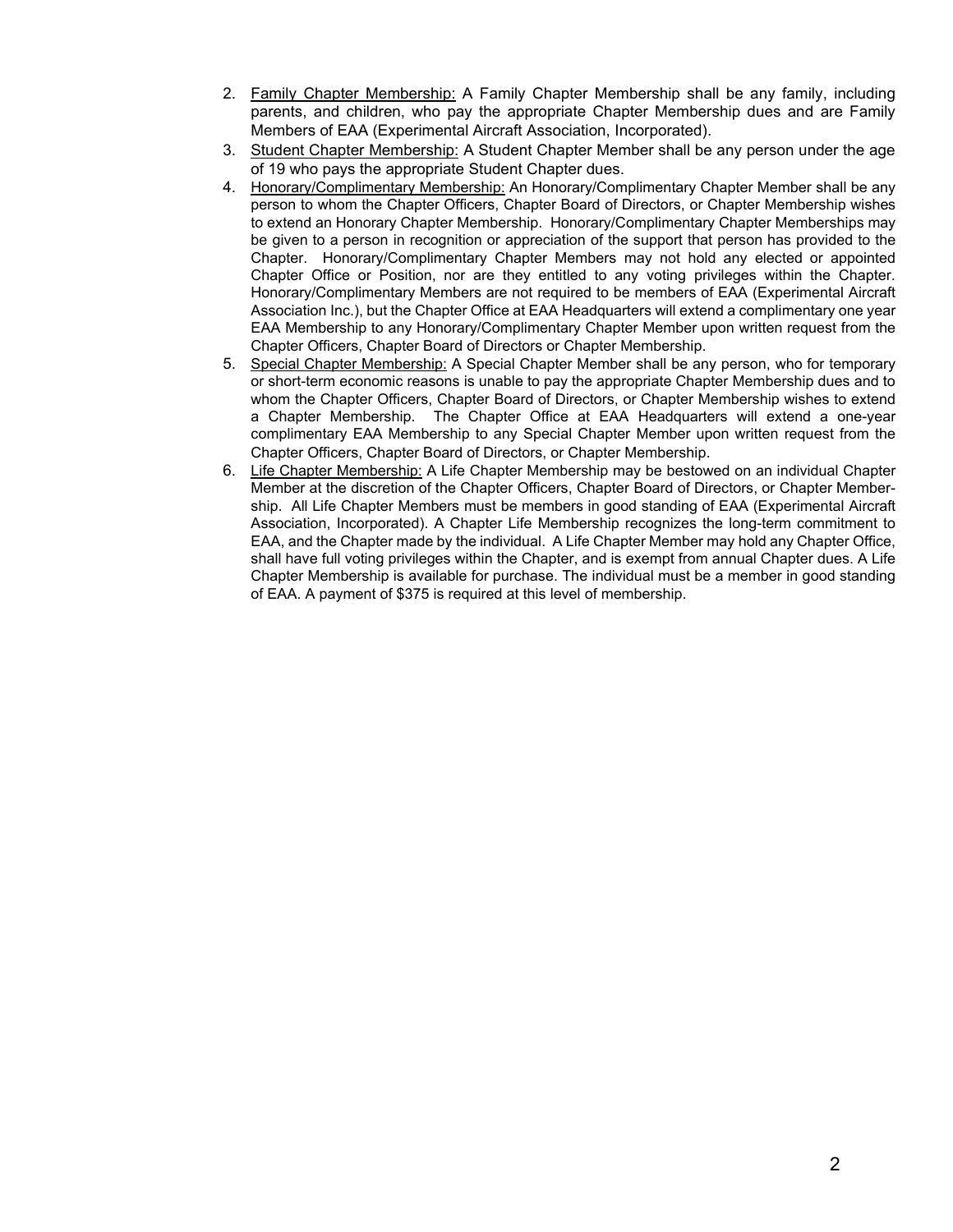2. Family Chapter Membership: A Family Chapter Membership shall be any family, including parents, and children, who pay the appropriate Chapter Membership dues and are Family Members of EAA (Experimental Aircraft Association, Incorporated).
3. Student Chapter Membership: A Student Chapter Member shall be any person under the age of 19 who pays the appropriate Student Chapter dues.
4. Honorary/Complimentary Membership: An Honorary/Complimentary Chapter Member shall be any person to whom the Chapter Officers, Chapter Board of Directors, or Chapter Membership wishes to extend an Honorary Chapter Membership. Honorary/Complimentary Chapter Memberships may be given to a person in recognition or appreciation of the support that person has provided to the Chapter. Honorary/Complimentary Chapter Members may not hold any elected or appointed Chapter Office or Position, nor are they entitled to any voting privileges within the Chapter. Honorary/Complimentary Members are not required to be members of EAA (Experimental Aircraft Association Inc.), but the Chapter Office at EAA Headquarters will extend a complimentary one year EAA Membership to any Honorary/Complimentary Chapter Member upon written request from the Chapter Officers, Chapter Board of Directors or Chapter Membership.
5. Special Chapter Membership: A Special Chapter Member shall be any person, who for temporary or short-term economic reasons is unable to pay the appropriate Chapter Membership dues and to whom the Chapter Officers, Chapter Board of Directors, or Chapter Membership wishes to extend a Chapter Membership. The Chapter Office at EAA Headquarters will extend a one-year complimentary EAA Membership to any Special Chapter Member upon written request from the Chapter Officers, Chapter Board of Directors, or Chapter Membership.
6. Life Chapter Membership: A Life Chapter Membership may be bestowed on an individual Chapter Member at the discretion of the Chapter Officers, Chapter Board of Directors, or Chapter Membership. All Life Chapter Members must be members in good standing of EAA (Experimental Aircraft Association, Incorporated). A Chapter Life Membership recognizes the long-term commitment to EAA, and the Chapter made by the individual. A Life Chapter Member may hold any Chapter Office, shall have full voting privileges within the Chapter, and is exempt from annual Chapter dues. A Life Chapter Membership is available for purchase. The individual must be a member in good standing of EAA. A payment of $375 is required at this level of membership.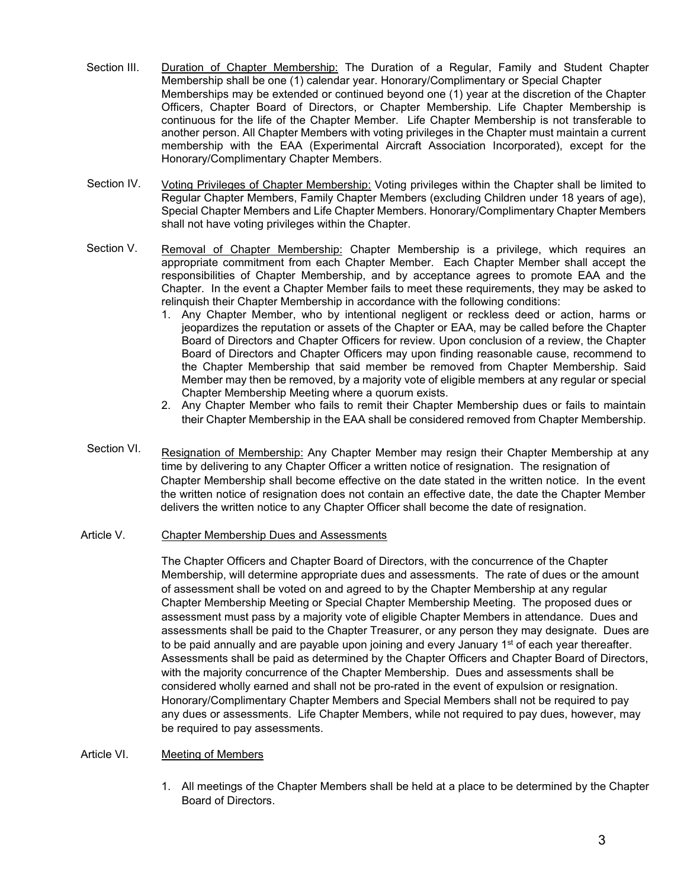Section III. Duration of Chapter Membership: The Duration of a Regular, Family and Student Chapter Membership shall be one (1) calendar year. Honorary/Complimentary or Special Chapter Memberships may be extended or continued beyond one (1) year at the discretion of the Chapter Officers, Chapter Board of Directors, or Chapter Membership. Life Chapter Membership is continuous for the life of the Chapter Member. Life Chapter Membership is not transferable to another person. All Chapter Members with voting privileges in the Chapter must maintain a current membership with the EAA (Experimental Aircraft Association Incorporated), except for the Honorary/Complimentary Chapter Members.

Section IV. Voting Privileges of Chapter Membership: Voting privileges within the Chapter shall be limited to Regular Chapter Members, Family Chapter Members (excluding Children under 18 years of age), Special Chapter Members and Life Chapter Members. Honorary/Complimentary Chapter Members shall not have voting privileges within the Chapter.

Section V. Removal of Chapter Membership: Chapter Membership is a privilege, which requires an appropriate commitment from each Chapter Member. Each Chapter Member shall accept the responsibilities of Chapter Membership, and by acceptance agrees to promote EAA and the Chapter. In the event a Chapter Member fails to meet these requirements, they may be asked to relinquish their Chapter Membership in accordance with the following conditions:

1. Any Chapter Member, who by intentional negligent or reckless deed or action, harms or jeopardizes the reputation or assets of the Chapter or EAA, may be called before the Chapter Board of Directors and Chapter Officers for review. Upon conclusion of a review, the Chapter Board of Directors and Chapter Officers may upon finding reasonable cause, recommend to the Chapter Membership that said member be removed from Chapter Membership. Said Member may then be removed, by a majority vote of eligible members at any regular or special Chapter Membership Meeting where a quorum exists.
2. Any Chapter Member who fails to remit their Chapter Membership dues or fails to maintain their Chapter Membership in the EAA shall be considered removed from Chapter Membership.

Section VI. Resignation of Membership: Any Chapter Member may resign their Chapter Membership at any time by delivering to any Chapter Officer a written notice of resignation. The resignation of Chapter Membership shall become effective on the date stated in the written notice. In the event the written notice of resignation does not contain an effective date, the date the Chapter Member delivers the written notice to any Chapter Officer shall become the date of resignation.

## Article V. Chapter Membership Dues and Assessments

The Chapter Officers and Chapter Board of Directors, with the concurrence of the Chapter Membership, will determine appropriate dues and assessments. The rate of dues or the amount of assessment shall be voted on and agreed to by the Chapter Membership at any regular Chapter Membership Meeting or Special Chapter Membership Meeting. The proposed dues or assessment must pass by a majority vote of eligible Chapter Members in attendance. Dues and assessments shall be paid to the Chapter Treasurer, or any person they may designate. Dues are to be paid annually and are payable upon joining and every January 1st of each year thereafter. Assessments shall be paid as determined by the Chapter Officers and Chapter Board of Directors, with the majority concurrence of the Chapter Membership. Dues and assessments shall be considered wholly earned and shall not be pro-rated in the event of expulsion or resignation. Honorary/Complimentary Chapter Members and Special Members shall not be required to pay any dues or assessments. Life Chapter Members, while not required to pay dues, however, may be required to pay assessments.

## Article VI. Meeting of Members

1. All meetings of the Chapter Members shall be held at a place to be determined by the Chapter Board of Directors.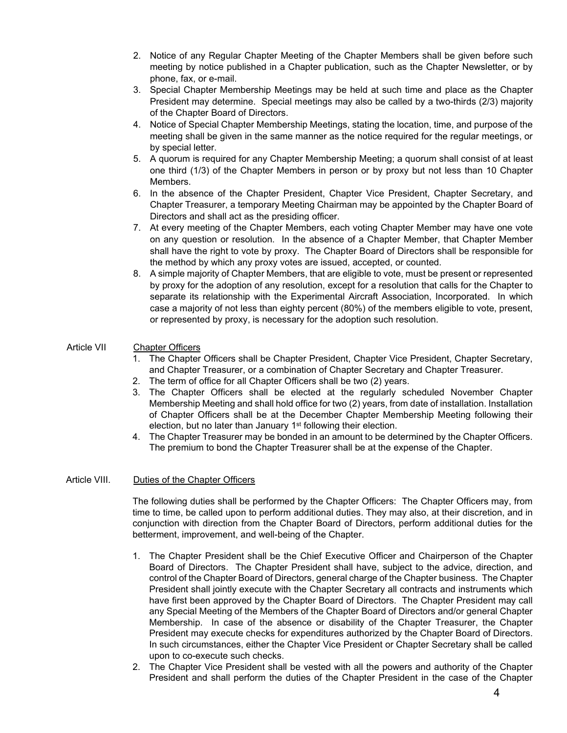2. Notice of any Regular Chapter Meeting of the Chapter Members shall be given before such meeting by notice published in a Chapter publication, such as the Chapter Newsletter, or by phone, fax, or e-mail.
3. Special Chapter Membership Meetings may be held at such time and place as the Chapter President may determine. Special meetings may also be called by a two-thirds (2/3) majority of the Chapter Board of Directors.
4. Notice of Special Chapter Membership Meetings, stating the location, time, and purpose of the meeting shall be given in the same manner as the notice required for the regular meetings, or by special letter.
5. A quorum is required for any Chapter Membership Meeting; a quorum shall consist of at least one third (1/3) of the Chapter Members in person or by proxy but not less than 10 Chapter Members.
6. In the absence of the Chapter President, Chapter Vice President, Chapter Secretary, and Chapter Treasurer, a temporary Meeting Chairman may be appointed by the Chapter Board of Directors and shall act as the presiding officer.
7. At every meeting of the Chapter Members, each voting Chapter Member may have one vote on any question or resolution. In the absence of a Chapter Member, that Chapter Member shall have the right to vote by proxy. The Chapter Board of Directors shall be responsible for the method by which any proxy votes are issued, accepted, or counted.
8. A simple majority of Chapter Members, that are eligible to vote, must be present or represented by proxy for the adoption of any resolution, except for a resolution that calls for the Chapter to separate its relationship with the Experimental Aircraft Association, Incorporated. In which case a majority of not less than eighty percent (80%) of the members eligible to vote, present, or represented by proxy, is necessary for the adoption such resolution.

## Article VII Chapter Officers

1. The Chapter Officers shall be Chapter President, Chapter Vice President, Chapter Secretary, and Chapter Treasurer, or a combination of Chapter Secretary and Chapter Treasurer.
2. The term of office for all Chapter Officers shall be two (2) years.
3. The Chapter Officers shall be elected at the regularly scheduled November Chapter Membership Meeting and shall hold office for two (2) years, from date of installation. Installation of Chapter Officers shall be at the December Chapter Membership Meeting following their election, but no later than January 1st following their election.
4. The Chapter Treasurer may be bonded in an amount to be determined by the Chapter Officers. The premium to bond the Chapter Treasurer shall be at the expense of the Chapter.

## Article VIII. Duties of the Chapter Officers

The following duties shall be performed by the Chapter Officers: The Chapter Officers may, from time to time, be called upon to perform additional duties. They may also, at their discretion, and in conjunction with direction from the Chapter Board of Directors, perform additional duties for the betterment, improvement, and well-being of the Chapter.

1. The Chapter President shall be the Chief Executive Officer and Chairperson of the Chapter Board of Directors. The Chapter President shall have, subject to the advice, direction, and control of the Chapter Board of Directors, general charge of the Chapter business. The Chapter President shall jointly execute with the Chapter Secretary all contracts and instruments which have first been approved by the Chapter Board of Directors. The Chapter President may call any Special Meeting of the Members of the Chapter Board of Directors and/or general Chapter Membership. In case of the absence or disability of the Chapter Treasurer, the Chapter President may execute checks for expenditures authorized by the Chapter Board of Directors. In such circumstances, either the Chapter Vice President or Chapter Secretary shall be called upon to co-execute such checks.
2. The Chapter Vice President shall be vested with all the powers and authority of the Chapter President and shall perform the duties of the Chapter President in the case of the Chapter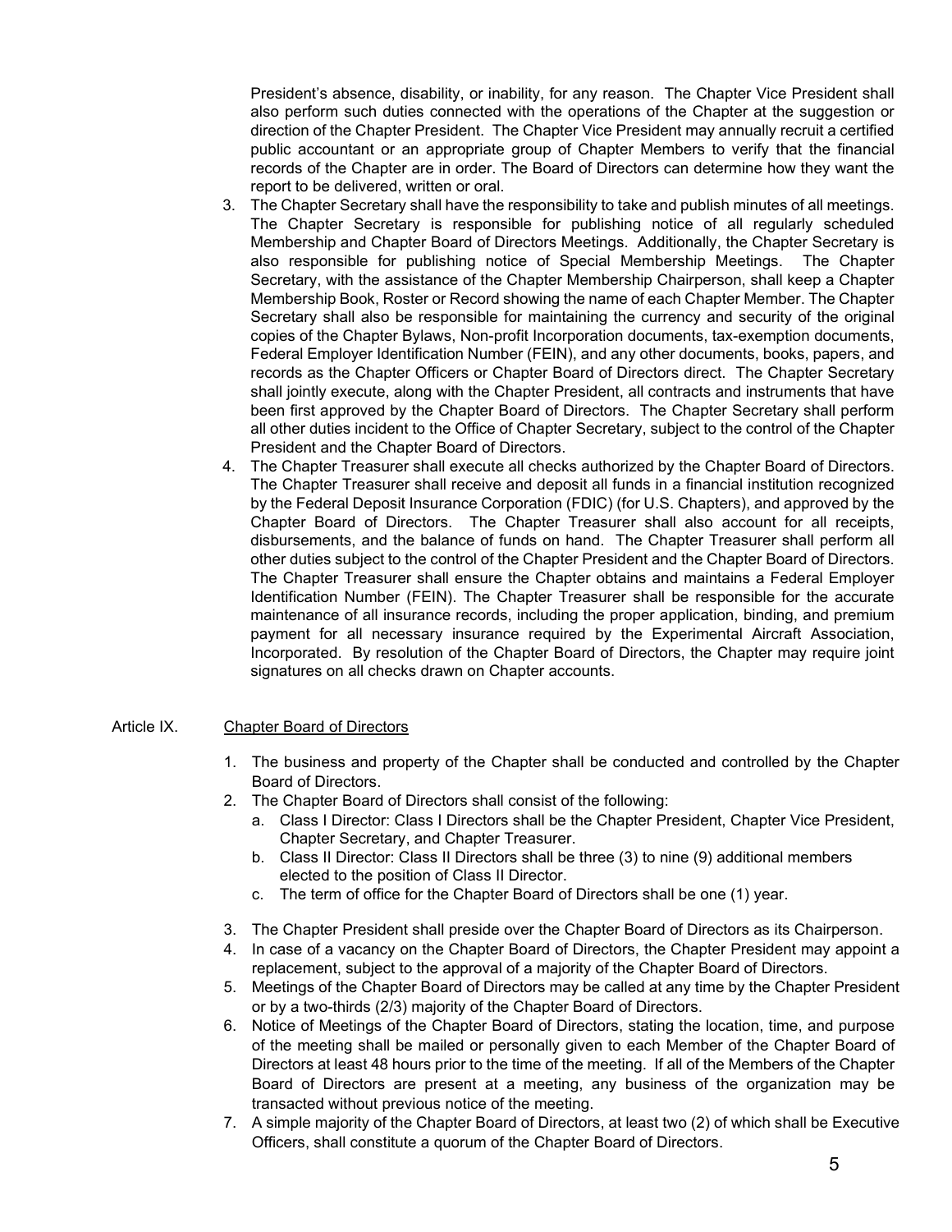President's absence, disability, or inability, for any reason. The Chapter Vice President shall also perform such duties connected with the operations of the Chapter at the suggestion or direction of the Chapter President. The Chapter Vice President may annually recruit a certified public accountant or an appropriate group of Chapter Members to verify that the financial records of the Chapter are in order. The Board of Directors can determine how they want the report to be delivered, written or oral.

3. The Chapter Secretary shall have the responsibility to take and publish minutes of all meetings. The Chapter Secretary is responsible for publishing notice of all regularly scheduled Membership and Chapter Board of Directors Meetings. Additionally, the Chapter Secretary is also responsible for publishing notice of Special Membership Meetings. The Chapter Secretary, with the assistance of the Chapter Membership Chairperson, shall keep a Chapter Membership Book, Roster or Record showing the name of each Chapter Member. The Chapter Secretary shall also be responsible for maintaining the currency and security of the original copies of the Chapter Bylaws, Non-profit Incorporation documents, tax-exemption documents, Federal Employer Identification Number (FEIN), and any other documents, books, papers, and records as the Chapter Officers or Chapter Board of Directors direct. The Chapter Secretary shall jointly execute, along with the Chapter President, all contracts and instruments that have been first approved by the Chapter Board of Directors. The Chapter Secretary shall perform all other duties incident to the Office of Chapter Secretary, subject to the control of the Chapter President and the Chapter Board of Directors.
4. The Chapter Treasurer shall execute all checks authorized by the Chapter Board of Directors. The Chapter Treasurer shall receive and deposit all funds in a financial institution recognized by the Federal Deposit Insurance Corporation (FDIC) (for U.S. Chapters), and approved by the Chapter Board of Directors. The Chapter Treasurer shall also account for all receipts, disbursements, and the balance of funds on hand. The Chapter Treasurer shall perform all other duties subject to the control of the Chapter President and the Chapter Board of Directors. The Chapter Treasurer shall ensure the Chapter obtains and maintains a Federal Employer Identification Number (FEIN). The Chapter Treasurer shall be responsible for the accurate maintenance of all insurance records, including the proper application, binding, and premium payment for all necessary insurance required by the Experimental Aircraft Association, Incorporated. By resolution of the Chapter Board of Directors, the Chapter may require joint signatures on all checks drawn on Chapter accounts.

## Article IX. Chapter Board of Directors

1. The business and property of the Chapter shall be conducted and controlled by the Chapter Board of Directors.
2. The Chapter Board of Directors shall consist of the following:
   a. Class I Director: Class I Directors shall be the Chapter President, Chapter Vice President, Chapter Secretary, and Chapter Treasurer.
   b. Class II Director: Class II Directors shall be three (3) to nine (9) additional members elected to the position of Class II Director.
   c. The term of office for the Chapter Board of Directors shall be one (1) year.
3. The Chapter President shall preside over the Chapter Board of Directors as its Chairperson.
4. In case of a vacancy on the Chapter Board of Directors, the Chapter President may appoint a replacement, subject to the approval of a majority of the Chapter Board of Directors.
5. Meetings of the Chapter Board of Directors may be called at any time by the Chapter President or by a two-thirds (2/3) majority of the Chapter Board of Directors.
6. Notice of Meetings of the Chapter Board of Directors, stating the location, time, and purpose of the meeting shall be mailed or personally given to each Member of the Chapter Board of Directors at least 48 hours prior to the time of the meeting. If all of the Members of the Chapter Board of Directors are present at a meeting, any business of the organization may be transacted without previous notice of the meeting.
7. A simple majority of the Chapter Board of Directors, at least two (2) of which shall be Executive Officers, shall constitute a quorum of the Chapter Board of Directors.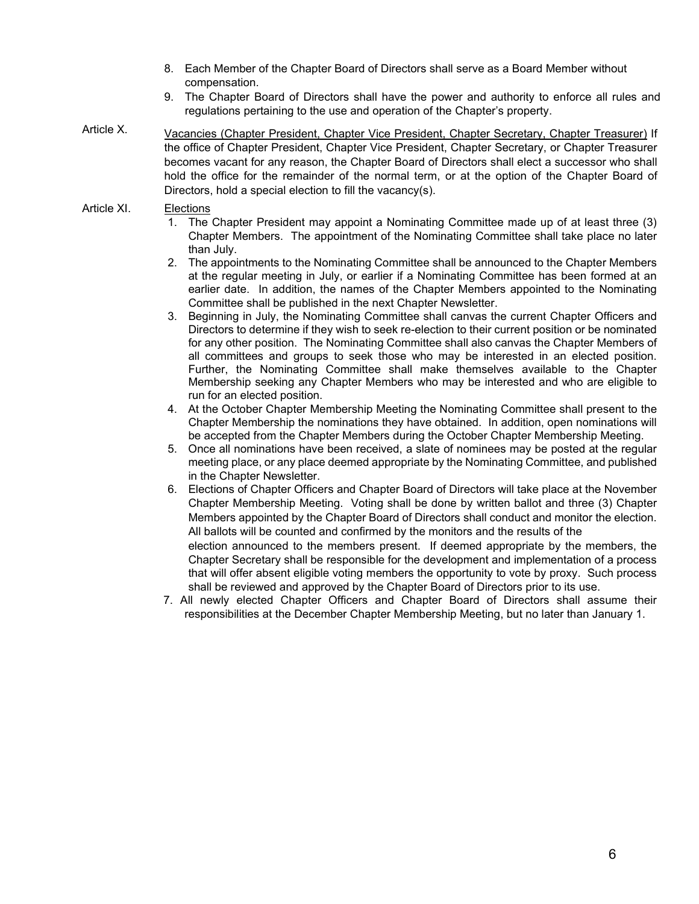8. Each Member of the Chapter Board of Directors shall serve as a Board Member without compensation.
9. The Chapter Board of Directors shall have the power and authority to enforce all rules and regulations pertaining to the use and operation of the Chapter's property.

Article X. Vacancies (Chapter President, Chapter Vice President, Chapter Secretary, Chapter Treasurer) If the office of Chapter President, Chapter Vice President, Chapter Secretary, or Chapter Treasurer becomes vacant for any reason, the Chapter Board of Directors shall elect a successor who shall hold the office for the remainder of the normal term, or at the option of the Chapter Board of Directors, hold a special election to fill the vacancy(s).

Article XI. Elections

1. The Chapter President may appoint a Nominating Committee made up of at least three (3) Chapter Members. The appointment of the Nominating Committee shall take place no later than July.
2. The appointments to the Nominating Committee shall be announced to the Chapter Members at the regular meeting in July, or earlier if a Nominating Committee has been formed at an earlier date. In addition, the names of the Chapter Members appointed to the Nominating Committee shall be published in the next Chapter Newsletter.
3. Beginning in July, the Nominating Committee shall canvas the current Chapter Officers and Directors to determine if they wish to seek re-election to their current position or be nominated for any other position. The Nominating Committee shall also canvas the Chapter Members of all committees and groups to seek those who may be interested in an elected position. Further, the Nominating Committee shall make themselves available to the Chapter Membership seeking any Chapter Members who may be interested and who are eligible to run for an elected position.
4. At the October Chapter Membership Meeting the Nominating Committee shall present to the Chapter Membership the nominations they have obtained. In addition, open nominations will be accepted from the Chapter Members during the October Chapter Membership Meeting.
5. Once all nominations have been received, a slate of nominees may be posted at the regular meeting place, or any place deemed appropriate by the Nominating Committee, and published in the Chapter Newsletter.
6. Elections of Chapter Officers and Chapter Board of Directors will take place at the November Chapter Membership Meeting. Voting shall be done by written ballot and three (3) Chapter Members appointed by the Chapter Board of Directors shall conduct and monitor the election. All ballots will be counted and confirmed by the monitors and the results of the election announced to the members present. If deemed appropriate by the members, the Chapter Secretary shall be responsible for the development and implementation of a process that will offer absent eligible voting members the opportunity to vote by proxy. Such process shall be reviewed and approved by the Chapter Board of Directors prior to its use.
7. All newly elected Chapter Officers and Chapter Board of Directors shall assume their responsibilities at the December Chapter Membership Meeting, but no later than January 1.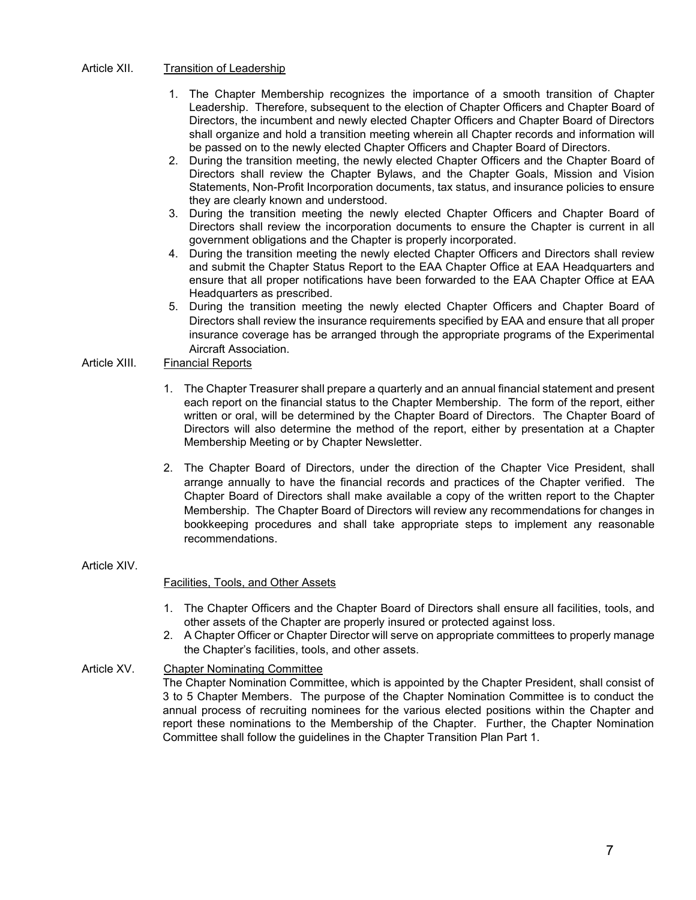## Article XII. Transition of Leadership

1. The Chapter Membership recognizes the importance of a smooth transition of Chapter Leadership. Therefore, subsequent to the election of Chapter Officers and Chapter Board of Directors, the incumbent and newly elected Chapter Officers and Chapter Board of Directors shall organize and hold a transition meeting wherein all Chapter records and information will be passed on to the newly elected Chapter Officers and Chapter Board of Directors.
2. During the transition meeting, the newly elected Chapter Officers and the Chapter Board of Directors shall review the Chapter Bylaws, and the Chapter Goals, Mission and Vision Statements, Non-Profit Incorporation documents, tax status, and insurance policies to ensure they are clearly known and understood.
3. During the transition meeting the newly elected Chapter Officers and Chapter Board of Directors shall review the incorporation documents to ensure the Chapter is current in all government obligations and the Chapter is properly incorporated.
4. During the transition meeting the newly elected Chapter Officers and Directors shall review and submit the Chapter Status Report to the EAA Chapter Office at EAA Headquarters and ensure that all proper notifications have been forwarded to the EAA Chapter Office at EAA Headquarters as prescribed.
5. During the transition meeting the newly elected Chapter Officers and Chapter Board of Directors shall review the insurance requirements specified by EAA and ensure that all proper insurance coverage has be arranged through the appropriate programs of the Experimental Aircraft Association.

## Article XIII. Financial Reports

1. The Chapter Treasurer shall prepare a quarterly and an annual financial statement and present each report on the financial status to the Chapter Membership. The form of the report, either written or oral, will be determined by the Chapter Board of Directors. The Chapter Board of Directors will also determine the method of the report, either by presentation at a Chapter Membership Meeting or by Chapter Newsletter.

2. The Chapter Board of Directors, under the direction of the Chapter Vice President, shall arrange annually to have the financial records and practices of the Chapter verified. The Chapter Board of Directors shall make available a copy of the written report to the Chapter Membership. The Chapter Board of Directors will review any recommendations for changes in bookkeeping procedures and shall take appropriate steps to implement any reasonable recommendations.

## Article XIV. Facilities, Tools, and Other Assets

1. The Chapter Officers and the Chapter Board of Directors shall ensure all facilities, tools, and other assets of the Chapter are properly insured or protected against loss.
2. A Chapter Officer or Chapter Director will serve on appropriate committees to properly manage the Chapter's facilities, tools, and other assets.

## Article XV. Chapter Nominating Committee

The Chapter Nomination Committee, which is appointed by the Chapter President, shall consist of 3 to 5 Chapter Members. The purpose of the Chapter Nomination Committee is to conduct the annual process of recruiting nominees for the various elected positions within the Chapter and report these nominations to the Membership of the Chapter. Further, the Chapter Nomination Committee shall follow the guidelines in the Chapter Transition Plan Part 1.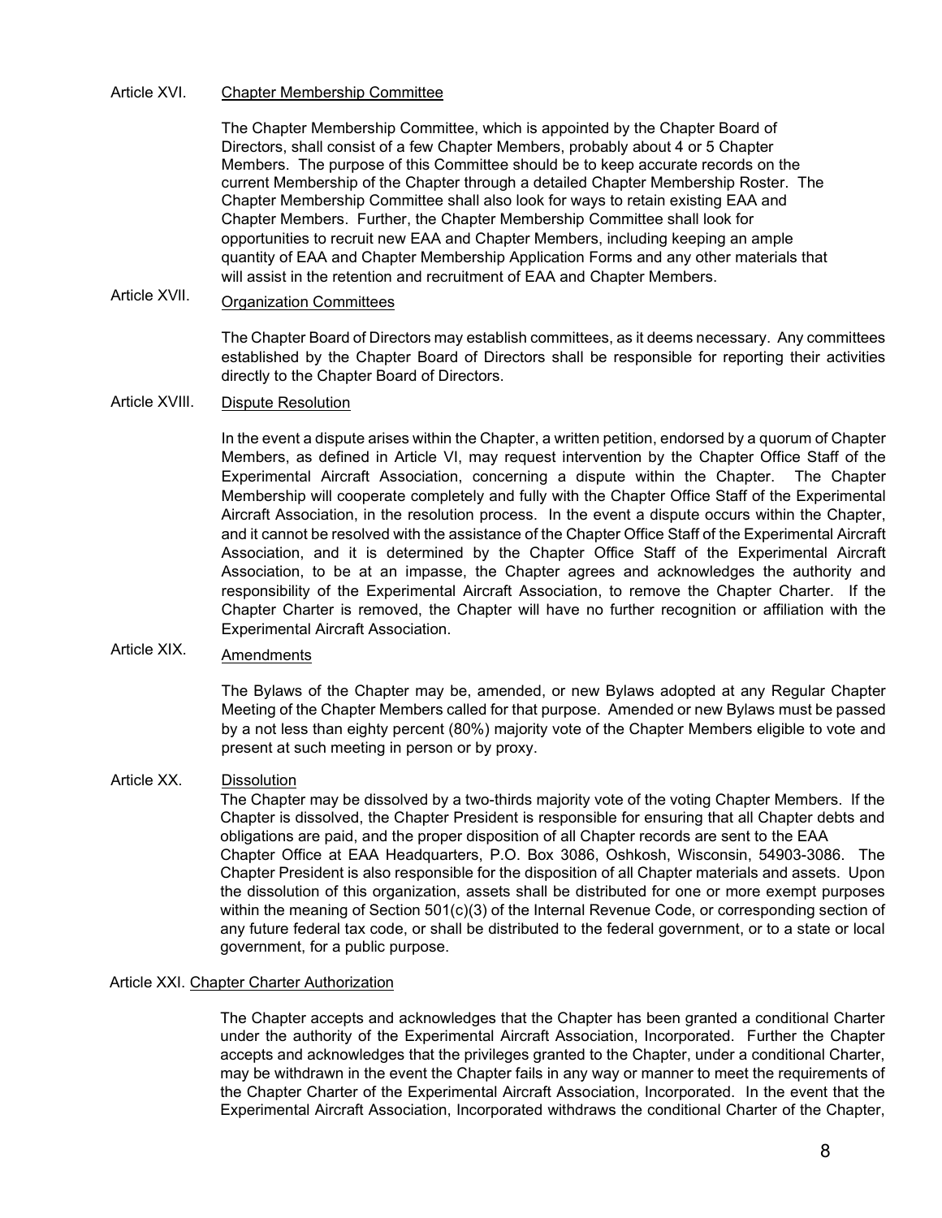## Article XVI. Chapter Membership Committee

The Chapter Membership Committee, which is appointed by the Chapter Board of Directors, shall consist of a few Chapter Members, probably about 4 or 5 Chapter Members. The purpose of this Committee should be to keep accurate records on the current Membership of the Chapter through a detailed Chapter Membership Roster. The Chapter Membership Committee shall also look for ways to retain existing EAA and Chapter Members. Further, the Chapter Membership Committee shall look for opportunities to recruit new EAA and Chapter Members, including keeping an ample quantity of EAA and Chapter Membership Application Forms and any other materials that will assist in the retention and recruitment of EAA and Chapter Members.

## Article XVII. Organization Committees

The Chapter Board of Directors may establish committees, as it deems necessary. Any committees established by the Chapter Board of Directors shall be responsible for reporting their activities directly to the Chapter Board of Directors.

## Article XVIII. Dispute Resolution

In the event a dispute arises within the Chapter, a written petition, endorsed by a quorum of Chapter Members, as defined in Article VI, may request intervention by the Chapter Office Staff of the Experimental Aircraft Association, concerning a dispute within the Chapter. The Chapter Membership will cooperate completely and fully with the Chapter Office Staff of the Experimental Aircraft Association, in the resolution process. In the event a dispute occurs within the Chapter, and it cannot be resolved with the assistance of the Chapter Office Staff of the Experimental Aircraft Association, and it is determined by the Chapter Office Staff of the Experimental Aircraft Association, to be at an impasse, the Chapter agrees and acknowledges the authority and responsibility of the Experimental Aircraft Association, to remove the Chapter Charter. If the Chapter Charter is removed, the Chapter will have no further recognition or affiliation with the Experimental Aircraft Association.

## Article XIX. Amendments

The Bylaws of the Chapter may be, amended, or new Bylaws adopted at any Regular Chapter Meeting of the Chapter Members called for that purpose. Amended or new Bylaws must be passed by a not less than eighty percent (80%) majority vote of the Chapter Members eligible to vote and present at such meeting in person or by proxy.

## Article XX. Dissolution

The Chapter may be dissolved by a two-thirds majority vote of the voting Chapter Members. If the Chapter is dissolved, the Chapter President is responsible for ensuring that all Chapter debts and obligations are paid, and the proper disposition of all Chapter records are sent to the EAA Chapter Office at EAA Headquarters, P.O. Box 3086, Oshkosh, Wisconsin, 54903-3086. The Chapter President is also responsible for the disposition of all Chapter materials and assets. Upon the dissolution of this organization, assets shall be distributed for one or more exempt purposes within the meaning of Section 501(c)(3) of the Internal Revenue Code, or corresponding section of any future federal tax code, or shall be distributed to the federal government, or to a state or local government, for a public purpose.

## Article XXI. Chapter Charter Authorization

The Chapter accepts and acknowledges that the Chapter has been granted a conditional Charter under the authority of the Experimental Aircraft Association, Incorporated. Further the Chapter accepts and acknowledges that the privileges granted to the Chapter, under a conditional Charter, may be withdrawn in the event the Chapter fails in any way or manner to meet the requirements of the Chapter Charter of the Experimental Aircraft Association, Incorporated. In the event that the Experimental Aircraft Association, Incorporated withdraws the conditional Charter of the Chapter,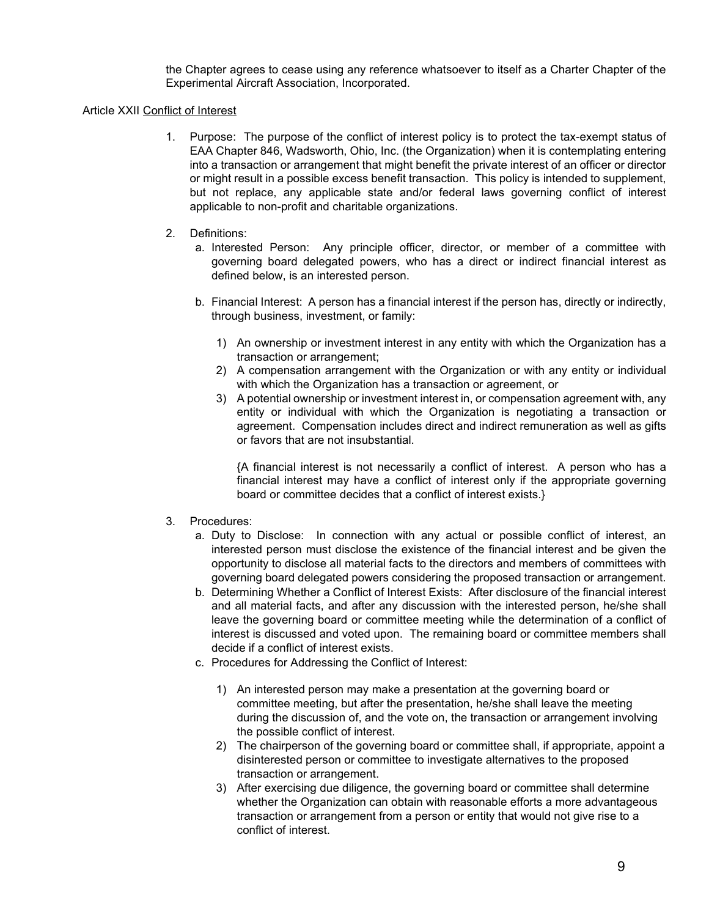the Chapter agrees to cease using any reference whatsoever to itself as a Charter Chapter of the Experimental Aircraft Association, Incorporated.

Article XXII <u>Conflict of Interest</u>

1. Purpose: The purpose of the conflict of interest policy is to protect the tax-exempt status of EAA Chapter 846, Wadsworth, Ohio, Inc. (the Organization) when it is contemplating entering into a transaction or arrangement that might benefit the private interest of an officer or director or might result in a possible excess benefit transaction. This policy is intended to supplement, but not replace, any applicable state and/or federal laws governing conflict of interest applicable to non-profit and charitable organizations.

2. Definitions:
   a. Interested Person: Any principle officer, director, or member of a committee with governing board delegated powers, who has a direct or indirect financial interest as defined below, is an interested person.

   b. Financial Interest: A person has a financial interest if the person has, directly or indirectly, through business, investment, or family:

      1) An ownership or investment interest in any entity with which the Organization has a transaction or arrangement;
      2) A compensation arrangement with the Organization or with any entity or individual with which the Organization has a transaction or agreement, or
      3) A potential ownership or investment interest in, or compensation agreement with, any entity or individual with which the Organization is negotiating a transaction or agreement. Compensation includes direct and indirect remuneration as well as gifts or favors that are not insubstantial.

      {A financial interest is not necessarily a conflict of interest. A person who has a financial interest may have a conflict of interest only if the appropriate governing board or committee decides that a conflict of interest exists.}

3. Procedures:
   a. Duty to Disclose: In connection with any actual or possible conflict of interest, an interested person must disclose the existence of the financial interest and be given the opportunity to disclose all material facts to the directors and members of committees with governing board delegated powers considering the proposed transaction or arrangement.
   b. Determining Whether a Conflict of Interest Exists: After disclosure of the financial interest and all material facts, and after any discussion with the interested person, he/she shall leave the governing board or committee meeting while the determination of a conflict of interest is discussed and voted upon. The remaining board or committee members shall decide if a conflict of interest exists.
   c. Procedures for Addressing the Conflict of Interest:

      1) An interested person may make a presentation at the governing board or committee meeting, but after the presentation, he/she shall leave the meeting during the discussion of, and the vote on, the transaction or arrangement involving the possible conflict of interest.
      2) The chairperson of the governing board or committee shall, if appropriate, appoint a disinterested person or committee to investigate alternatives to the proposed transaction or arrangement.
      3) After exercising due diligence, the governing board or committee shall determine whether the Organization can obtain with reasonable efforts a more advantageous transaction or arrangement from a person or entity that would not give rise to a conflict of interest.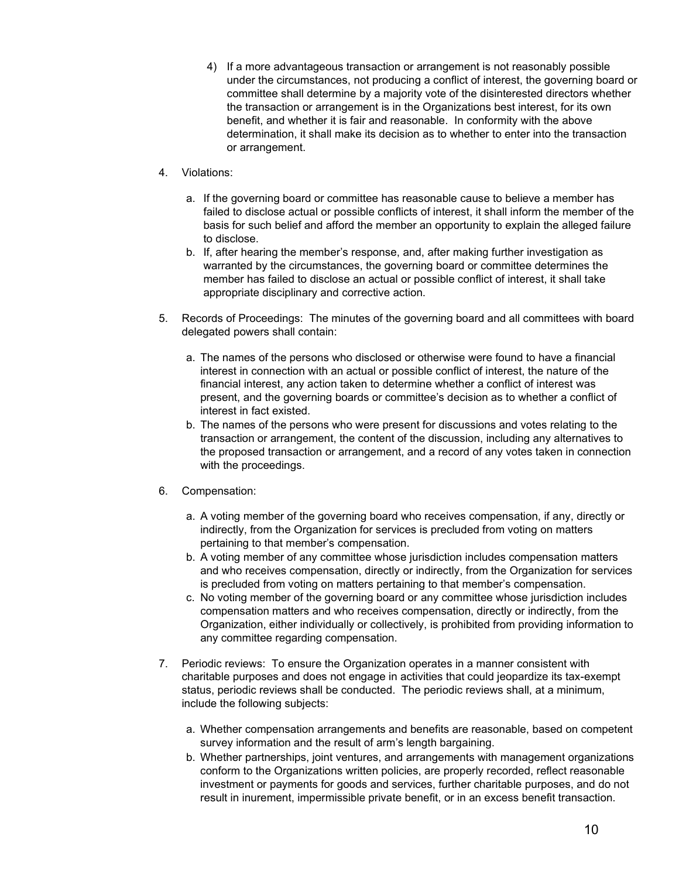4) If a more advantageous transaction or arrangement is not reasonably possible under the circumstances, not producing a conflict of interest, the governing board or committee shall determine by a majority vote of the disinterested directors whether the transaction or arrangement is in the Organizations best interest, for its own benefit, and whether it is fair and reasonable. In conformity with the above determination, it shall make its decision as to whether to enter into the transaction or arrangement.

4. Violations:

   a. If the governing board or committee has reasonable cause to believe a member has failed to disclose actual or possible conflicts of interest, it shall inform the member of the basis for such belief and afford the member an opportunity to explain the alleged failure to disclose.
   b. If, after hearing the member's response, and, after making further investigation as warranted by the circumstances, the governing board or committee determines the member has failed to disclose an actual or possible conflict of interest, it shall take appropriate disciplinary and corrective action.

5. Records of Proceedings: The minutes of the governing board and all committees with board delegated powers shall contain:

   a. The names of the persons who disclosed or otherwise were found to have a financial interest in connection with an actual or possible conflict of interest, the nature of the financial interest, any action taken to determine whether a conflict of interest was present, and the governing boards or committee's decision as to whether a conflict of interest in fact existed.
   b. The names of the persons who were present for discussions and votes relating to the transaction or arrangement, the content of the discussion, including any alternatives to the proposed transaction or arrangement, and a record of any votes taken in connection with the proceedings.

6. Compensation:

   a. A voting member of the governing board who receives compensation, if any, directly or indirectly, from the Organization for services is precluded from voting on matters pertaining to that member's compensation.
   b. A voting member of any committee whose jurisdiction includes compensation matters and who receives compensation, directly or indirectly, from the Organization for services is precluded from voting on matters pertaining to that member's compensation.
   c. No voting member of the governing board or any committee whose jurisdiction includes compensation matters and who receives compensation, directly or indirectly, from the Organization, either individually or collectively, is prohibited from providing information to any committee regarding compensation.

7. Periodic reviews: To ensure the Organization operates in a manner consistent with charitable purposes and does not engage in activities that could jeopardize its tax-exempt status, periodic reviews shall be conducted. The periodic reviews shall, at a minimum, include the following subjects:

   a. Whether compensation arrangements and benefits are reasonable, based on competent survey information and the result of arm's length bargaining.
   b. Whether partnerships, joint ventures, and arrangements with management organizations conform to the Organizations written policies, are properly recorded, reflect reasonable investment or payments for goods and services, further charitable purposes, and do not result in inurement, impermissible private benefit, or in an excess benefit transaction.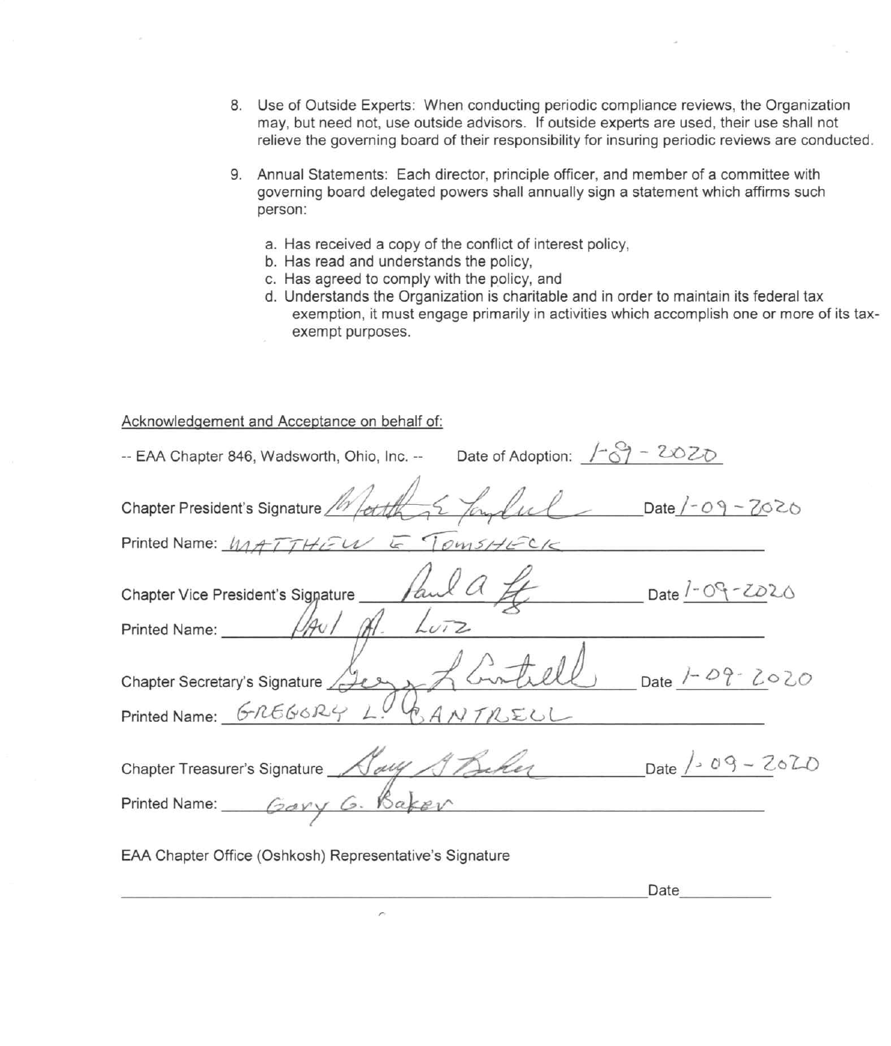8. Use of Outside Experts: When conducting periodic compliance reviews, the Organization may, but need not, use outside advisors. If outside experts are used, their use shall not relieve the governing board of their responsibility for insuring periodic reviews are conducted.

9. Annual Statements: Each director, principle officer, and member of a committee with governing board delegated powers shall annually sign a statement which affirms such person:

   a. Has received a copy of the conflict of interest policy,
   b. Has read and understands the policy,
   c. Has agreed to comply with the policy, and
   d. Understands the Organization is charitable and in order to maintain its federal tax exemption, it must engage primarily in activities which accomplish one or more of its tax-exempt purposes.

Acknowledgement and Acceptance on behalf of:

-- EAA Chapter 846, Wadsworth, Ohio, Inc. -- Date of Adoption: 1-09-2020

Chapter President's Signature [signature] Date 1-09-2020

Printed Name: MATTHEW E TOMSHECK

Chapter Vice President's Signature [signature] Date 1-09-2020

Printed Name: PAUL A. LUTZ

Chapter Secretary's Signature [signature] Date 1-09-2020

Printed Name: GREGORY L. CANTRELL

Chapter Treasurer's Signature [signature] Date 1-09-2020

Printed Name: Gary G. Baker

EAA Chapter Office (Oshkosh) Representative's Signature

\_\_\_\_\_\_\_\_\_\_\_\_\_\_\_\_\_\_\_\_\_\_\_\_\_\_\_\_\_\_ Date\_\_\_\_\_\_\_\_\_\_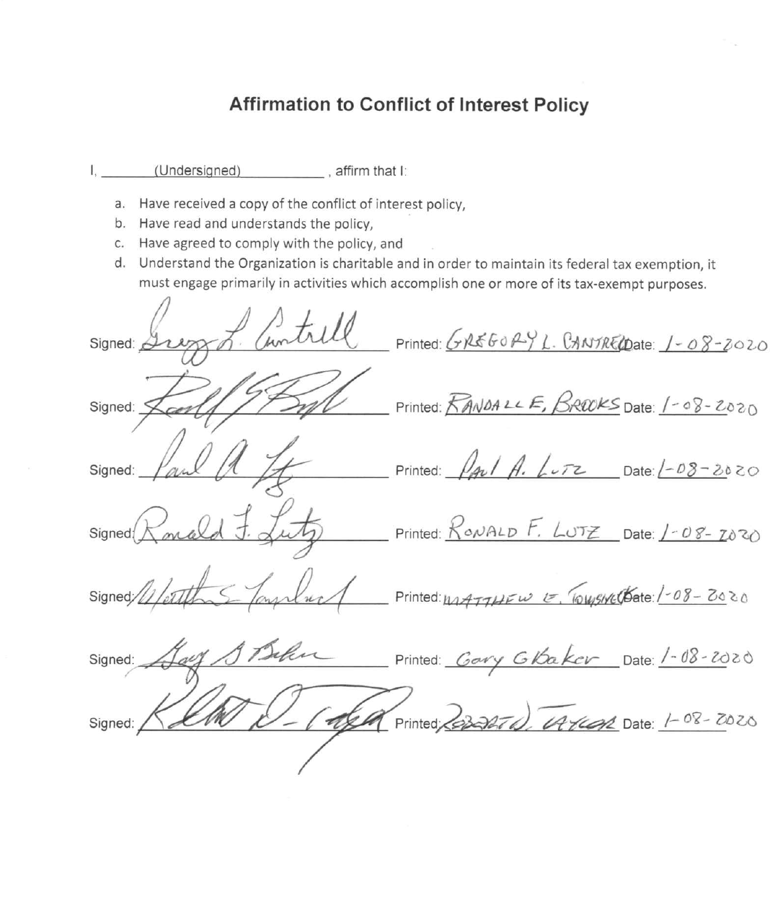# Affirmation to Conflict of Interest Policy

I, (Undersigned), affirm that I:

a. Have received a copy of the conflict of interest policy,
b. Have read and understands the policy,
c. Have agreed to comply with the policy, and
d. Understand the Organization is charitable and in order to maintain its federal tax exemption, it must engage primarily in activities which accomplish one or more of its tax-exempt purposes.

Signed: Greg L. Cantrell Printed: GREGORY L. CANTRELL Date: 1-08-2020

Signed: Randall E. Brooks Printed: RANDALL E. BROOKS Date: 1-08-2020

Signed: Paul A. Lutz Printed: Paul A. Lutz Date: 1-08-2020

Signed: Ronald F. Lutz Printed: RONALD F. LUTZ Date: 1-08-2020

Signed: Matthew E. Townsend Printed: MATTHEW E. TOWNSEND Date: 1-08-2020

Signed: Gary G Baker Printed: Gary G Baker Date: 1-08-2020

Signed: Robert D. Taylor Printed: ROBERT D. TAYLOR Date: 1-08-2020